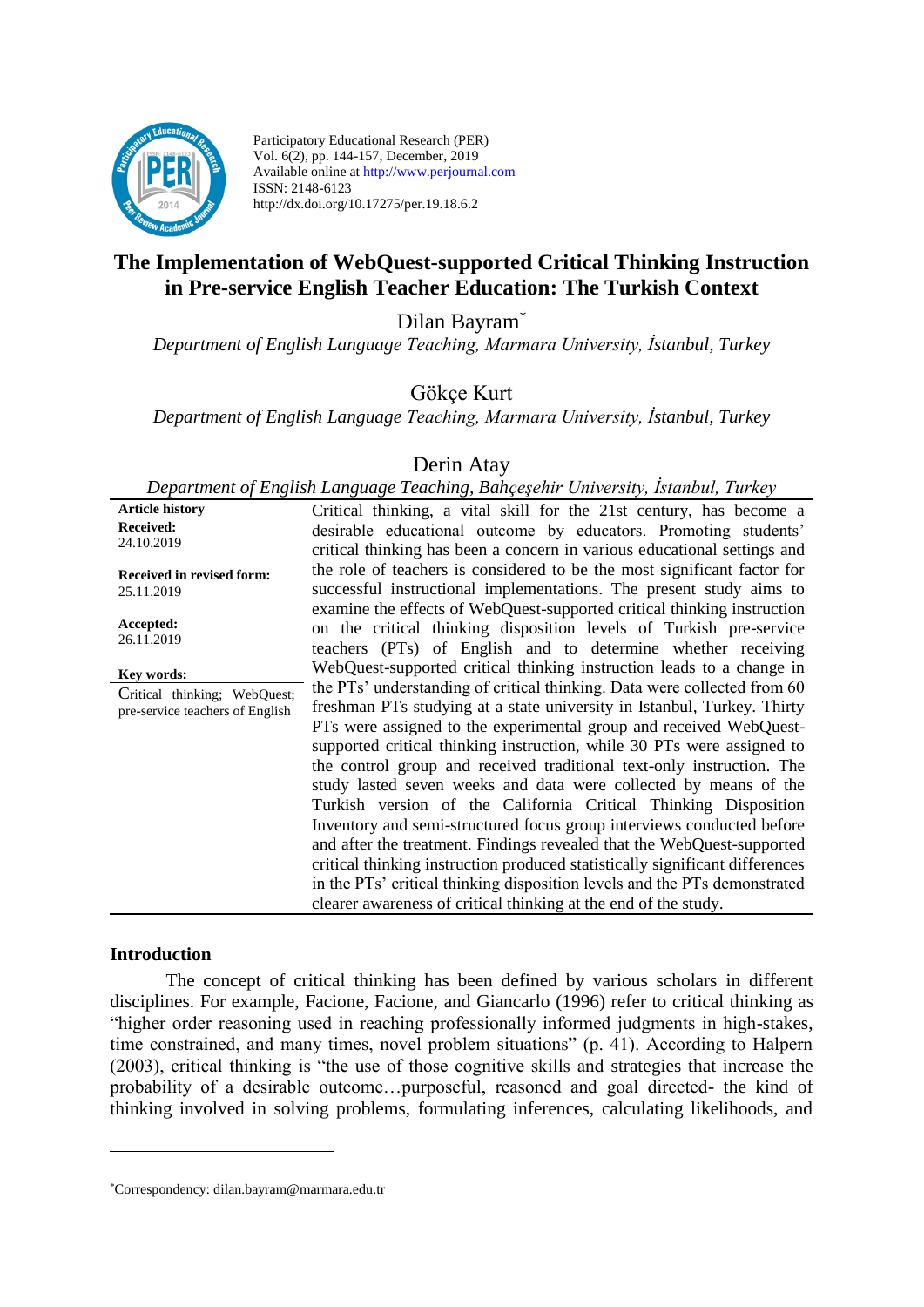Participatory Educational Research (PER)
Vol. 6(2), pp. 144-157, December, 2019
Available online at http://www.perjournal.com
ISSN: 2148-6123
http://dx.doi.org/10.17275/per.19.18.6.2

# The Implementation of WebQuest-supported Critical Thinking Instruction in Pre-service English Teacher Education: The Turkish Context

Dilan Bayram[*]

*Department of English Language Teaching, Marmara University, İstanbul, Turkey*

Gökçe Kurt

*Department of English Language Teaching, Marmara University, İstanbul, Turkey*

Derin Atay

*Department of English Language Teaching, Bahçeşehir University, İstanbul, Turkey*

**Article history**

**Received:**
24.10.2019

**Received in revised form:**
25.11.2019

**Accepted:**
26.11.2019

**Key words:**
Critical thinking; WebQuest; pre-service teachers of English

Critical thinking, a vital skill for the 21st century, has become a desirable educational outcome by educators. Promoting students' critical thinking has been a concern in various educational settings and the role of teachers is considered to be the most significant factor for successful instructional implementations. The present study aims to examine the effects of WebQuest-supported critical thinking instruction on the critical thinking disposition levels of Turkish pre-service teachers (PTs) of English and to determine whether receiving WebQuest-supported critical thinking instruction leads to a change in the PTs' understanding of critical thinking. Data were collected from 60 freshman PTs studying at a state university in Istanbul, Turkey. Thirty PTs were assigned to the experimental group and received WebQuest-supported critical thinking instruction, while 30 PTs were assigned to the control group and received traditional text-only instruction. The study lasted seven weeks and data were collected by means of the Turkish version of the California Critical Thinking Disposition Inventory and semi-structured focus group interviews conducted before and after the treatment. Findings revealed that the WebQuest-supported critical thinking instruction produced statistically significant differences in the PTs' critical thinking disposition levels and the PTs demonstrated clearer awareness of critical thinking at the end of the study.

## Introduction

The concept of critical thinking has been defined by various scholars in different disciplines. For example, Facione, Facione, and Giancarlo (1996) refer to critical thinking as "higher order reasoning used in reaching professionally informed judgments in high-stakes, time constrained, and many times, novel problem situations" (p. 41). According to Halpern (2003), critical thinking is "the use of those cognitive skills and strategies that increase the probability of a desirable outcome…purposeful, reasoned and goal directed- the kind of thinking involved in solving problems, formulating inferences, calculating likelihoods, and

---

[*]Correspondency: dilan.bayram@marmara.edu.tr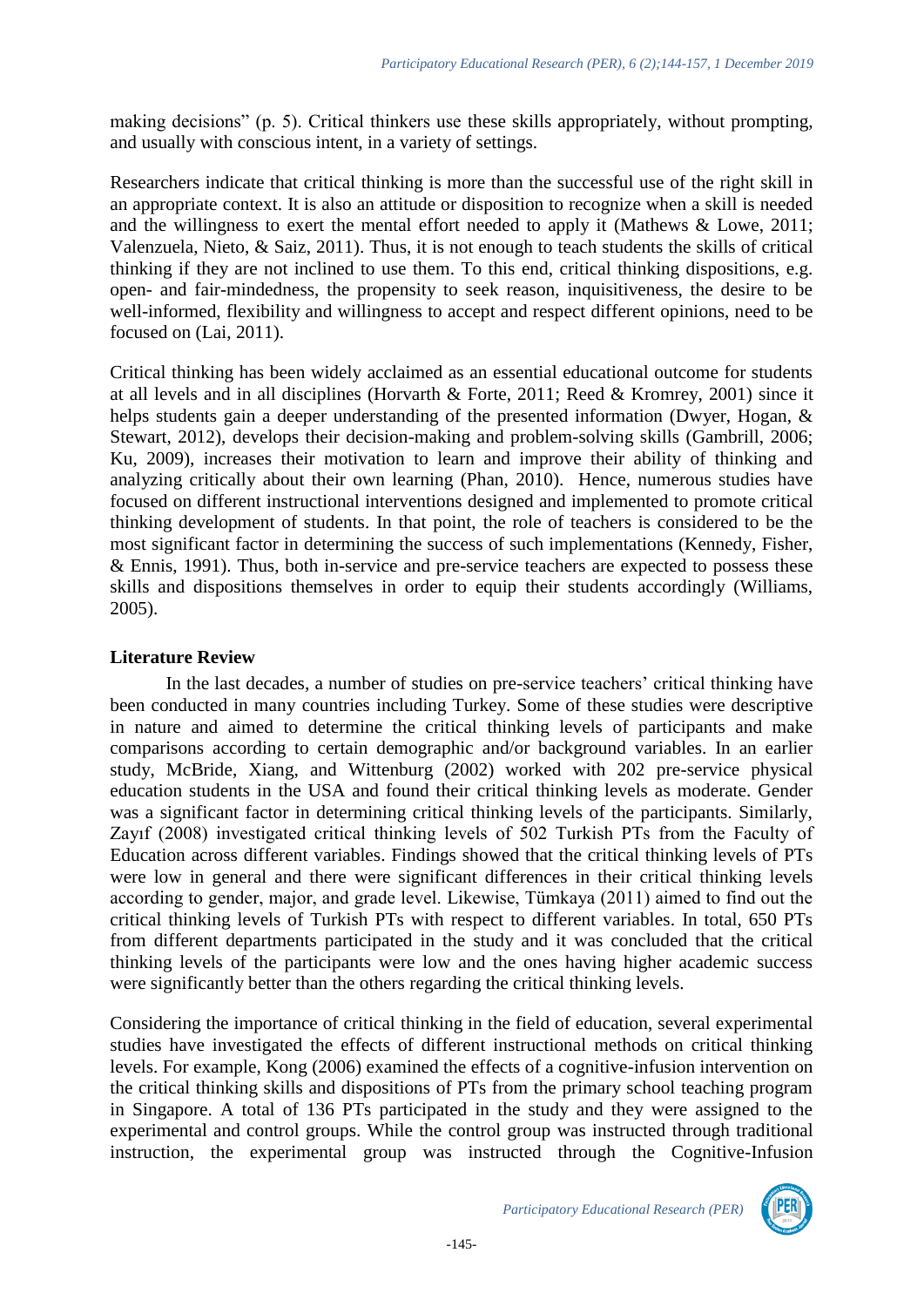making decisions" (p. 5). Critical thinkers use these skills appropriately, without prompting, and usually with conscious intent, in a variety of settings.

Researchers indicate that critical thinking is more than the successful use of the right skill in an appropriate context. It is also an attitude or disposition to recognize when a skill is needed and the willingness to exert the mental effort needed to apply it (Mathews & Lowe, 2011; Valenzuela, Nieto, & Saiz, 2011). Thus, it is not enough to teach students the skills of critical thinking if they are not inclined to use them. To this end, critical thinking dispositions, e.g. open- and fair-mindedness, the propensity to seek reason, inquisitiveness, the desire to be well-informed, flexibility and willingness to accept and respect different opinions, need to be focused on (Lai, 2011).

Critical thinking has been widely acclaimed as an essential educational outcome for students at all levels and in all disciplines (Horvarth & Forte, 2011; Reed & Kromrey, 2001) since it helps students gain a deeper understanding of the presented information (Dwyer, Hogan, & Stewart, 2012), develops their decision-making and problem-solving skills (Gambrill, 2006; Ku, 2009), increases their motivation to learn and improve their ability of thinking and analyzing critically about their own learning (Phan, 2010). Hence, numerous studies have focused on different instructional interventions designed and implemented to promote critical thinking development of students. In that point, the role of teachers is considered to be the most significant factor in determining the success of such implementations (Kennedy, Fisher, & Ennis, 1991). Thus, both in-service and pre-service teachers are expected to possess these skills and dispositions themselves in order to equip their students accordingly (Williams, 2005).

## Literature Review

In the last decades, a number of studies on pre-service teachers' critical thinking have been conducted in many countries including Turkey. Some of these studies were descriptive in nature and aimed to determine the critical thinking levels of participants and make comparisons according to certain demographic and/or background variables. In an earlier study, McBride, Xiang, and Wittenburg (2002) worked with 202 pre-service physical education students in the USA and found their critical thinking levels as moderate. Gender was a significant factor in determining critical thinking levels of the participants. Similarly, Zayıf (2008) investigated critical thinking levels of 502 Turkish PTs from the Faculty of Education across different variables. Findings showed that the critical thinking levels of PTs were low in general and there were significant differences in their critical thinking levels according to gender, major, and grade level. Likewise, Tümkaya (2011) aimed to find out the critical thinking levels of Turkish PTs with respect to different variables. In total, 650 PTs from different departments participated in the study and it was concluded that the critical thinking levels of the participants were low and the ones having higher academic success were significantly better than the others regarding the critical thinking levels.

Considering the importance of critical thinking in the field of education, several experimental studies have investigated the effects of different instructional methods on critical thinking levels. For example, Kong (2006) examined the effects of a cognitive-infusion intervention on the critical thinking skills and dispositions of PTs from the primary school teaching program in Singapore. A total of 136 PTs participated in the study and they were assigned to the experimental and control groups. While the control group was instructed through traditional instruction, the experimental group was instructed through the Cognitive-Infusion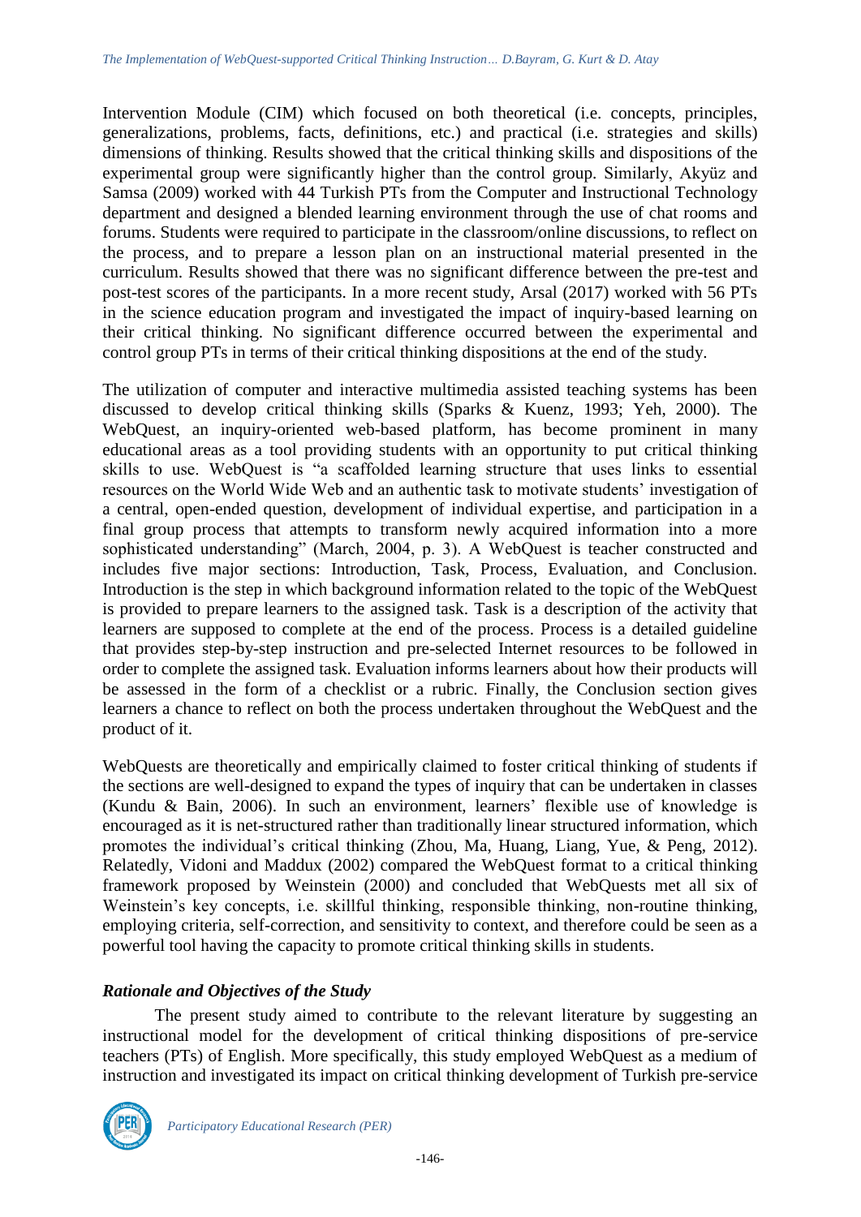Intervention Module (CIM) which focused on both theoretical (i.e. concepts, principles, generalizations, problems, facts, definitions, etc.) and practical (i.e. strategies and skills) dimensions of thinking. Results showed that the critical thinking skills and dispositions of the experimental group were significantly higher than the control group. Similarly, Akyüz and Samsa (2009) worked with 44 Turkish PTs from the Computer and Instructional Technology department and designed a blended learning environment through the use of chat rooms and forums. Students were required to participate in the classroom/online discussions, to reflect on the process, and to prepare a lesson plan on an instructional material presented in the curriculum. Results showed that there was no significant difference between the pre-test and post-test scores of the participants. In a more recent study, Arsal (2017) worked with 56 PTs in the science education program and investigated the impact of inquiry-based learning on their critical thinking. No significant difference occurred between the experimental and control group PTs in terms of their critical thinking dispositions at the end of the study.

The utilization of computer and interactive multimedia assisted teaching systems has been discussed to develop critical thinking skills (Sparks & Kuenz, 1993; Yeh, 2000). The WebQuest, an inquiry-oriented web-based platform, has become prominent in many educational areas as a tool providing students with an opportunity to put critical thinking skills to use. WebQuest is "a scaffolded learning structure that uses links to essential resources on the World Wide Web and an authentic task to motivate students' investigation of a central, open-ended question, development of individual expertise, and participation in a final group process that attempts to transform newly acquired information into a more sophisticated understanding" (March, 2004, p. 3). A WebQuest is teacher constructed and includes five major sections: Introduction, Task, Process, Evaluation, and Conclusion. Introduction is the step in which background information related to the topic of the WebQuest is provided to prepare learners to the assigned task. Task is a description of the activity that learners are supposed to complete at the end of the process. Process is a detailed guideline that provides step-by-step instruction and pre-selected Internet resources to be followed in order to complete the assigned task. Evaluation informs learners about how their products will be assessed in the form of a checklist or a rubric. Finally, the Conclusion section gives learners a chance to reflect on both the process undertaken throughout the WebQuest and the product of it.

WebQuests are theoretically and empirically claimed to foster critical thinking of students if the sections are well-designed to expand the types of inquiry that can be undertaken in classes (Kundu & Bain, 2006). In such an environment, learners' flexible use of knowledge is encouraged as it is net-structured rather than traditionally linear structured information, which promotes the individual's critical thinking (Zhou, Ma, Huang, Liang, Yue, & Peng, 2012). Relatedly, Vidoni and Maddux (2002) compared the WebQuest format to a critical thinking framework proposed by Weinstein (2000) and concluded that WebQuests met all six of Weinstein's key concepts, i.e. skillful thinking, responsible thinking, non-routine thinking, employing criteria, self-correction, and sensitivity to context, and therefore could be seen as a powerful tool having the capacity to promote critical thinking skills in students.

### *Rationale and Objectives of the Study*

The present study aimed to contribute to the relevant literature by suggesting an instructional model for the development of critical thinking dispositions of pre-service teachers (PTs) of English. More specifically, this study employed WebQuest as a medium of instruction and investigated its impact on critical thinking development of Turkish pre-service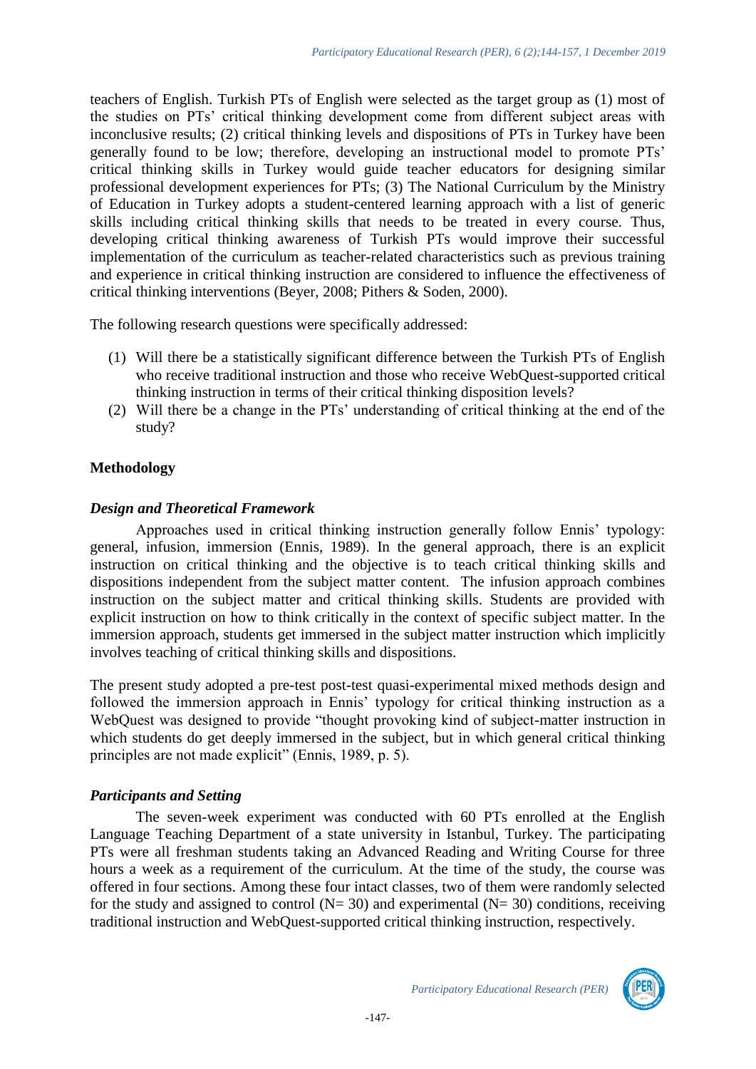teachers of English. Turkish PTs of English were selected as the target group as (1) most of the studies on PTs' critical thinking development come from different subject areas with inconclusive results; (2) critical thinking levels and dispositions of PTs in Turkey have been generally found to be low; therefore, developing an instructional model to promote PTs' critical thinking skills in Turkey would guide teacher educators for designing similar professional development experiences for PTs; (3) The National Curriculum by the Ministry of Education in Turkey adopts a student-centered learning approach with a list of generic skills including critical thinking skills that needs to be treated in every course. Thus, developing critical thinking awareness of Turkish PTs would improve their successful implementation of the curriculum as teacher-related characteristics such as previous training and experience in critical thinking instruction are considered to influence the effectiveness of critical thinking interventions (Beyer, 2008; Pithers & Soden, 2000).

The following research questions were specifically addressed:

(1) Will there be a statistically significant difference between the Turkish PTs of English who receive traditional instruction and those who receive WebQuest-supported critical thinking instruction in terms of their critical thinking disposition levels?
(2) Will there be a change in the PTs' understanding of critical thinking at the end of the study?

## Methodology

### *Design and Theoretical Framework*

Approaches used in critical thinking instruction generally follow Ennis' typology: general, infusion, immersion (Ennis, 1989). In the general approach, there is an explicit instruction on critical thinking and the objective is to teach critical thinking skills and dispositions independent from the subject matter content. The infusion approach combines instruction on the subject matter and critical thinking skills. Students are provided with explicit instruction on how to think critically in the context of specific subject matter. In the immersion approach, students get immersed in the subject matter instruction which implicitly involves teaching of critical thinking skills and dispositions.

The present study adopted a pre-test post-test quasi-experimental mixed methods design and followed the immersion approach in Ennis' typology for critical thinking instruction as a WebQuest was designed to provide "thought provoking kind of subject-matter instruction in which students do get deeply immersed in the subject, but in which general critical thinking principles are not made explicit" (Ennis, 1989, p. 5).

### *Participants and Setting*

The seven-week experiment was conducted with 60 PTs enrolled at the English Language Teaching Department of a state university in Istanbul, Turkey. The participating PTs were all freshman students taking an Advanced Reading and Writing Course for three hours a week as a requirement of the curriculum. At the time of the study, the course was offered in four sections. Among these four intact classes, two of them were randomly selected for the study and assigned to control (N= 30) and experimental (N= 30) conditions, receiving traditional instruction and WebQuest-supported critical thinking instruction, respectively.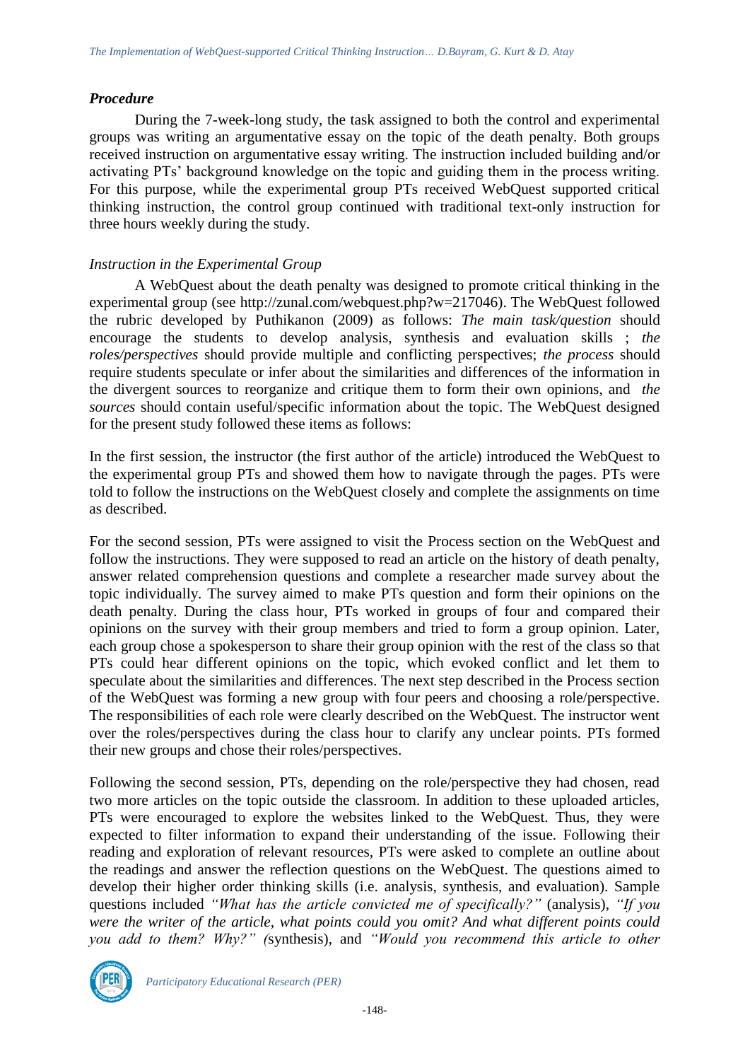### *Procedure*

During the 7-week-long study, the task assigned to both the control and experimental groups was writing an argumentative essay on the topic of the death penalty. Both groups received instruction on argumentative essay writing. The instruction included building and/or activating PTs' background knowledge on the topic and guiding them in the process writing. For this purpose, while the experimental group PTs received WebQuest supported critical thinking instruction, the control group continued with traditional text-only instruction for three hours weekly during the study.

#### *Instruction in the Experimental Group*

A WebQuest about the death penalty was designed to promote critical thinking in the experimental group (see http://zunal.com/webquest.php?w=217046). The WebQuest followed the rubric developed by Puthikanon (2009) as follows: *The main task/question* should encourage the students to develop analysis, synthesis and evaluation skills ; *the roles/perspectives* should provide multiple and conflicting perspectives; *the process* should require students speculate or infer about the similarities and differences of the information in the divergent sources to reorganize and critique them to form their own opinions, and *the sources* should contain useful/specific information about the topic. The WebQuest designed for the present study followed these items as follows:

In the first session, the instructor (the first author of the article) introduced the WebQuest to the experimental group PTs and showed them how to navigate through the pages. PTs were told to follow the instructions on the WebQuest closely and complete the assignments on time as described.

For the second session, PTs were assigned to visit the Process section on the WebQuest and follow the instructions. They were supposed to read an article on the history of death penalty, answer related comprehension questions and complete a researcher made survey about the topic individually. The survey aimed to make PTs question and form their opinions on the death penalty. During the class hour, PTs worked in groups of four and compared their opinions on the survey with their group members and tried to form a group opinion. Later, each group chose a spokesperson to share their group opinion with the rest of the class so that PTs could hear different opinions on the topic, which evoked conflict and let them to speculate about the similarities and differences. The next step described in the Process section of the WebQuest was forming a new group with four peers and choosing a role/perspective. The responsibilities of each role were clearly described on the WebQuest. The instructor went over the roles/perspectives during the class hour to clarify any unclear points. PTs formed their new groups and chose their roles/perspectives.

Following the second session, PTs, depending on the role/perspective they had chosen, read two more articles on the topic outside the classroom. In addition to these uploaded articles, PTs were encouraged to explore the websites linked to the WebQuest. Thus, they were expected to filter information to expand their understanding of the issue. Following their reading and exploration of relevant resources, PTs were asked to complete an outline about the readings and answer the reflection questions on the WebQuest. The questions aimed to develop their higher order thinking skills (i.e. analysis, synthesis, and evaluation). Sample questions included *"What has the article convicted me of specifically?"* (analysis), *"If you were the writer of the article, what points could you omit? And what different points could you add to them? Why?" (*synthesis), and *"Would you recommend this article to other*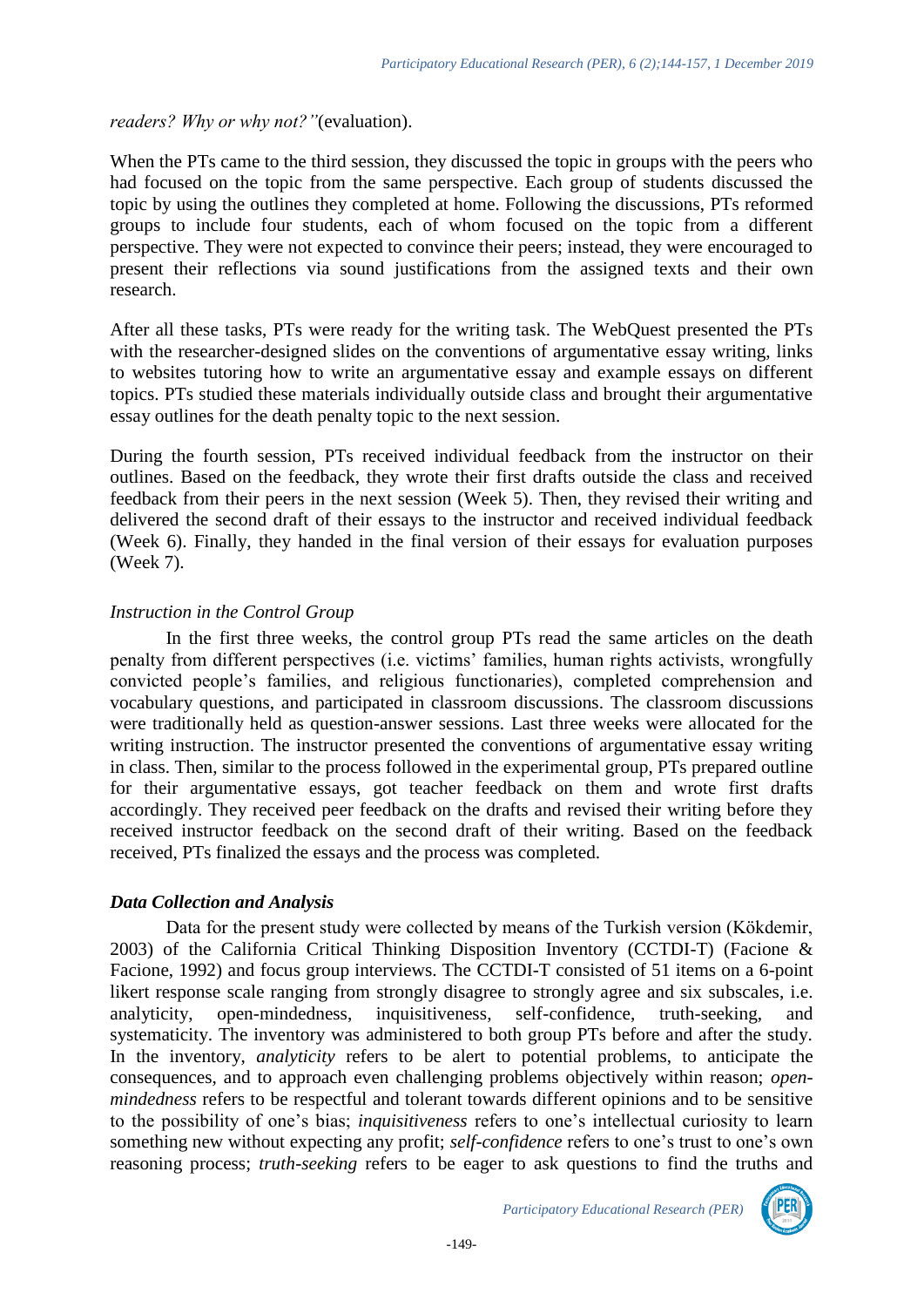*readers? Why or why not?"*(evaluation).

When the PTs came to the third session, they discussed the topic in groups with the peers who had focused on the topic from the same perspective. Each group of students discussed the topic by using the outlines they completed at home. Following the discussions, PTs reformed groups to include four students, each of whom focused on the topic from a different perspective. They were not expected to convince their peers; instead, they were encouraged to present their reflections via sound justifications from the assigned texts and their own research.

After all these tasks, PTs were ready for the writing task. The WebQuest presented the PTs with the researcher-designed slides on the conventions of argumentative essay writing, links to websites tutoring how to write an argumentative essay and example essays on different topics. PTs studied these materials individually outside class and brought their argumentative essay outlines for the death penalty topic to the next session.

During the fourth session, PTs received individual feedback from the instructor on their outlines. Based on the feedback, they wrote their first drafts outside the class and received feedback from their peers in the next session (Week 5). Then, they revised their writing and delivered the second draft of their essays to the instructor and received individual feedback (Week 6). Finally, they handed in the final version of their essays for evaluation purposes (Week 7).

*Instruction in the Control Group*

In the first three weeks, the control group PTs read the same articles on the death penalty from different perspectives (i.e. victims' families, human rights activists, wrongfully convicted people's families, and religious functionaries), completed comprehension and vocabulary questions, and participated in classroom discussions. The classroom discussions were traditionally held as question-answer sessions. Last three weeks were allocated for the writing instruction. The instructor presented the conventions of argumentative essay writing in class. Then, similar to the process followed in the experimental group, PTs prepared outline for their argumentative essays, got teacher feedback on them and wrote first drafts accordingly. They received peer feedback on the drafts and revised their writing before they received instructor feedback on the second draft of their writing. Based on the feedback received, PTs finalized the essays and the process was completed.

### *Data Collection and Analysis*

Data for the present study were collected by means of the Turkish version (Kökdemir, 2003) of the California Critical Thinking Disposition Inventory (CCTDI-T) (Facione & Facione, 1992) and focus group interviews. The CCTDI-T consisted of 51 items on a 6-point likert response scale ranging from strongly disagree to strongly agree and six subscales, i.e. analyticity, open-mindedness, inquisitiveness, self-confidence, truth-seeking, and systematicity. The inventory was administered to both group PTs before and after the study. In the inventory, *analyticity* refers to be alert to potential problems, to anticipate the consequences, and to approach even challenging problems objectively within reason; *open-mindedness* refers to be respectful and tolerant towards different opinions and to be sensitive to the possibility of one's bias; *inquisitiveness* refers to one's intellectual curiosity to learn something new without expecting any profit; *self-confidence* refers to one's trust to one's own reasoning process; *truth-seeking* refers to be eager to ask questions to find the truths and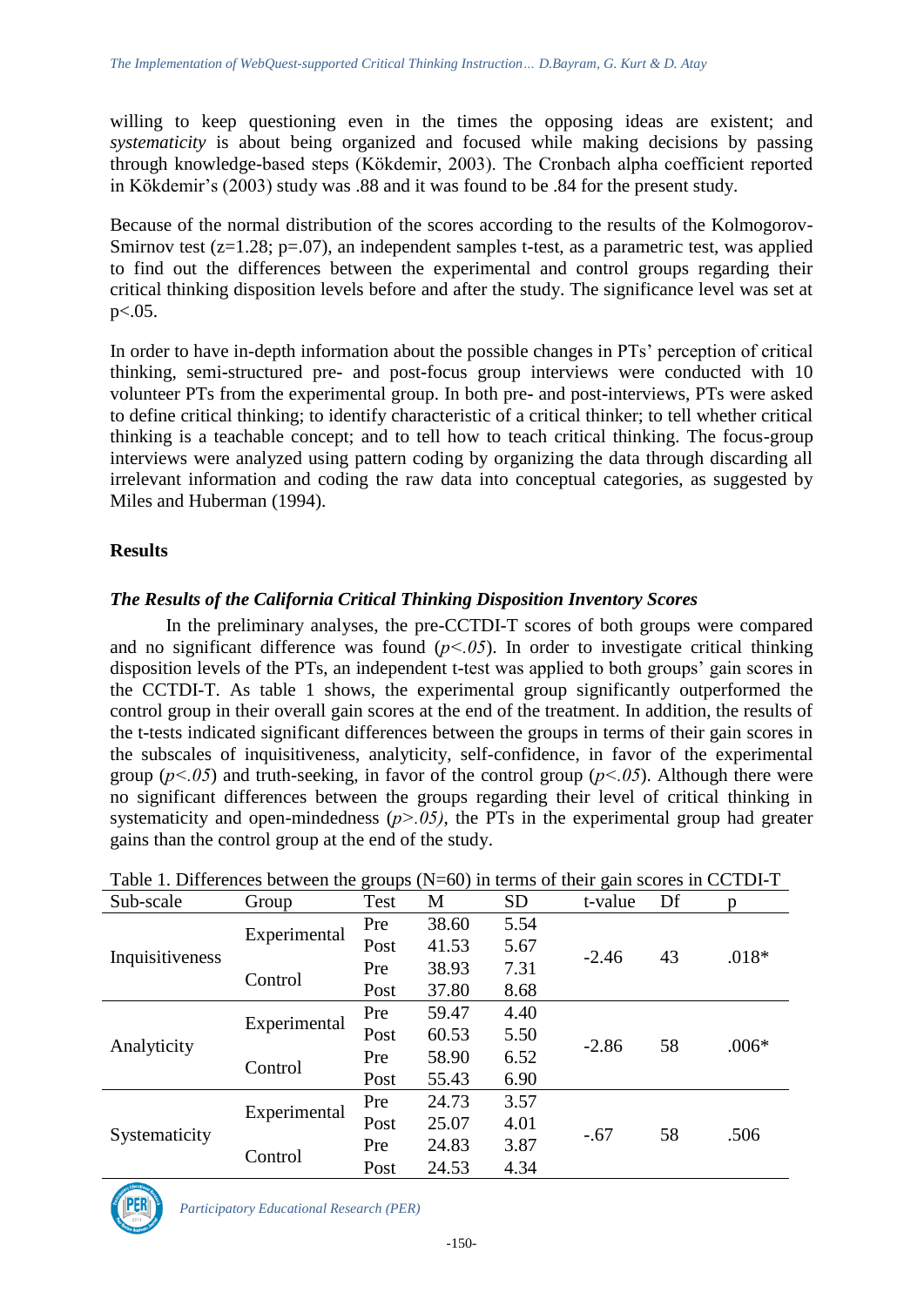willing to keep questioning even in the times the opposing ideas are existent; and *systematicity* is about being organized and focused while making decisions by passing through knowledge-based steps (Kökdemir, 2003). The Cronbach alpha coefficient reported in Kökdemir's (2003) study was .88 and it was found to be .84 for the present study.

Because of the normal distribution of the scores according to the results of the Kolmogorov-Smirnov test ($z=1.28$; $p=.07$), an independent samples t-test, as a parametric test, was applied to find out the differences between the experimental and control groups regarding their critical thinking disposition levels before and after the study. The significance level was set at $p<.05$.

In order to have in-depth information about the possible changes in PTs' perception of critical thinking, semi-structured pre- and post-focus group interviews were conducted with 10 volunteer PTs from the experimental group. In both pre- and post-interviews, PTs were asked to define critical thinking; to identify characteristic of a critical thinker; to tell whether critical thinking is a teachable concept; and to tell how to teach critical thinking. The focus-group interviews were analyzed using pattern coding by organizing the data through discarding all irrelevant information and coding the raw data into conceptual categories, as suggested by Miles and Huberman (1994).

## Results

### *The Results of the California Critical Thinking Disposition Inventory Scores*

In the preliminary analyses, the pre-CCTDI-T scores of both groups were compared and no significant difference was found ($p<.05$). In order to investigate critical thinking disposition levels of the PTs, an independent t-test was applied to both groups' gain scores in the CCTDI-T. As table 1 shows, the experimental group significantly outperformed the control group in their overall gain scores at the end of the treatment. In addition, the results of the t-tests indicated significant differences between the groups in terms of their gain scores in the subscales of inquisitiveness, analyticity, self-confidence, in favor of the experimental group ($p<.05$) and truth-seeking, in favor of the control group ($p<.05$). Although there were no significant differences between the groups regarding their level of critical thinking in systematicity and open-mindedness ($p>.05$), the PTs in the experimental group had greater gains than the control group at the end of the study.

Table 1. Differences between the groups (N=60) in terms of their gain scores in CCTDI-T

| Sub-scale | Group | Test | M | SD | t-value | Df | p |
|---|---|---|---|---|---|---|---|
| Inquisitiveness | Experimental | Pre | 38.60 | 5.54 | -2.46 | 43 | .018* |
| | | Post | 41.53 | 5.67 | | | |
| | Control | Pre | 38.93 | 7.31 | | | |
| | | Post | 37.80 | 8.68 | | | |
| Analyticity | Experimental | Pre | 59.47 | 4.40 | -2.86 | 58 | .006* |
| | | Post | 60.53 | 5.50 | | | |
| | Control | Pre | 58.90 | 6.52 | | | |
| | | Post | 55.43 | 6.90 | | | |
| Systematicity | Experimental | Pre | 24.73 | 3.57 | -.67 | 58 | .506 |
| | | Post | 25.07 | 4.01 | | | |
| | Control | Pre | 24.83 | 3.87 | | | |
| | | Post | 24.53 | 4.34 | | | |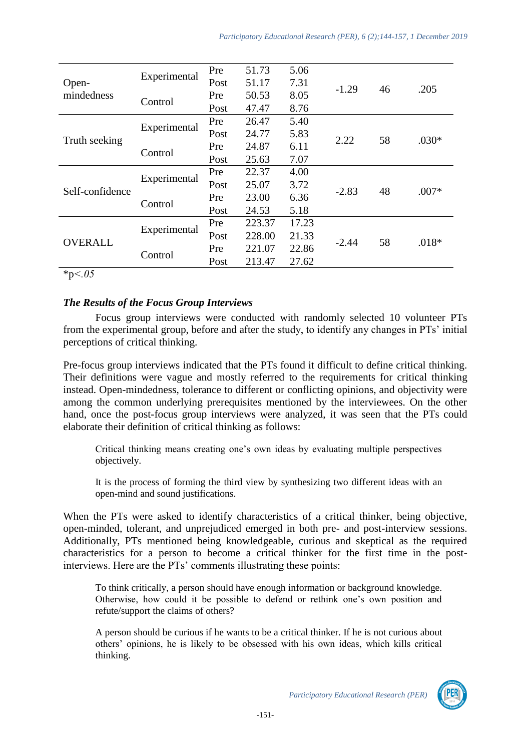| | | | | | | | |
|---|---|---|---|---|---|---|---|
| Open-mindedness | Experimental | Pre | 51.73 | 5.06 | -1.29 | 46 | .205 |
| | | Post | 51.17 | 7.31 | | | |
| | Control | Pre | 50.53 | 8.05 | | | |
| | | Post | 47.47 | 8.76 | | | |
| Truth seeking | Experimental | Pre | 26.47 | 5.40 | 2.22 | 58 | .030* |
| | | Post | 24.77 | 5.83 | | | |
| | Control | Pre | 24.87 | 6.11 | | | |
| | | Post | 25.63 | 7.07 | | | |
| Self-confidence | Experimental | Pre | 22.37 | 4.00 | -2.83 | 48 | .007* |
| | | Post | 25.07 | 3.72 | | | |
| | Control | Pre | 23.00 | 6.36 | | | |
| | | Post | 24.53 | 5.18 | | | |
| OVERALL | Experimental | Pre | 223.37 | 17.23 | -2.44 | 58 | .018* |
| | | Post | 228.00 | 21.33 | | | |
| | Control | Pre | 221.07 | 22.86 | | | |
| | | Post | 213.47 | 27.62 | | | |

*$p<.05$

### *The Results of the Focus Group Interviews*

Focus group interviews were conducted with randomly selected 10 volunteer PTs from the experimental group, before and after the study, to identify any changes in PTs' initial perceptions of critical thinking.

Pre-focus group interviews indicated that the PTs found it difficult to define critical thinking. Their definitions were vague and mostly referred to the requirements for critical thinking instead. Open-mindedness, tolerance to different or conflicting opinions, and objectivity were among the common underlying prerequisites mentioned by the interviewees. On the other hand, once the post-focus group interviews were analyzed, it was seen that the PTs could elaborate their definition of critical thinking as follows:

> Critical thinking means creating one's own ideas by evaluating multiple perspectives objectively.
>
> It is the process of forming the third view by synthesizing two different ideas with an open-mind and sound justifications.

When the PTs were asked to identify characteristics of a critical thinker, being objective, open-minded, tolerant, and unprejudiced emerged in both pre- and post-interview sessions. Additionally, PTs mentioned being knowledgeable, curious and skeptical as the required characteristics for a person to become a critical thinker for the first time in the post-interviews. Here are the PTs' comments illustrating these points:

> To think critically, a person should have enough information or background knowledge. Otherwise, how could it be possible to defend or rethink one's own position and refute/support the claims of others?
>
> A person should be curious if he wants to be a critical thinker. If he is not curious about others' opinions, he is likely to be obsessed with his own ideas, which kills critical thinking.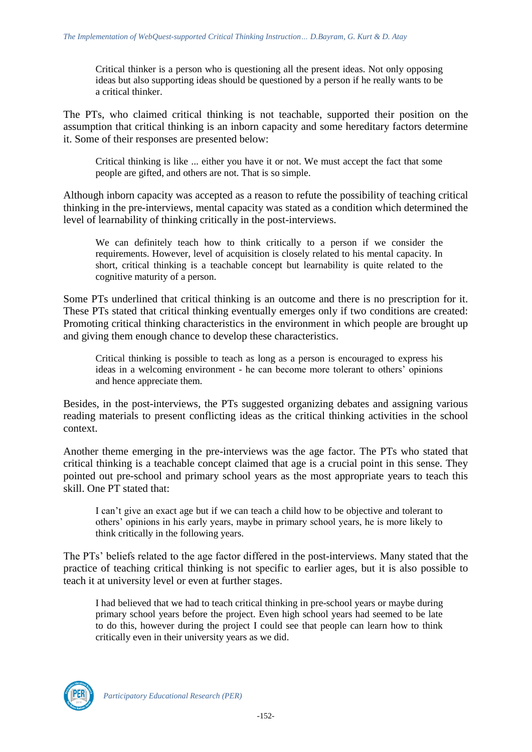> Critical thinker is a person who is questioning all the present ideas. Not only opposing ideas but also supporting ideas should be questioned by a person if he really wants to be a critical thinker.

The PTs, who claimed critical thinking is not teachable, supported their position on the assumption that critical thinking is an inborn capacity and some hereditary factors determine it. Some of their responses are presented below:

> Critical thinking is like ... either you have it or not. We must accept the fact that some people are gifted, and others are not. That is so simple.

Although inborn capacity was accepted as a reason to refute the possibility of teaching critical thinking in the pre-interviews, mental capacity was stated as a condition which determined the level of learnability of thinking critically in the post-interviews.

> We can definitely teach how to think critically to a person if we consider the requirements. However, level of acquisition is closely related to his mental capacity. In short, critical thinking is a teachable concept but learnability is quite related to the cognitive maturity of a person.

Some PTs underlined that critical thinking is an outcome and there is no prescription for it. These PTs stated that critical thinking eventually emerges only if two conditions are created: Promoting critical thinking characteristics in the environment in which people are brought up and giving them enough chance to develop these characteristics.

> Critical thinking is possible to teach as long as a person is encouraged to express his ideas in a welcoming environment - he can become more tolerant to others' opinions and hence appreciate them.

Besides, in the post-interviews, the PTs suggested organizing debates and assigning various reading materials to present conflicting ideas as the critical thinking activities in the school context.

Another theme emerging in the pre-interviews was the age factor. The PTs who stated that critical thinking is a teachable concept claimed that age is a crucial point in this sense. They pointed out pre-school and primary school years as the most appropriate years to teach this skill. One PT stated that:

> I can't give an exact age but if we can teach a child how to be objective and tolerant to others' opinions in his early years, maybe in primary school years, he is more likely to think critically in the following years.

The PTs' beliefs related to the age factor differed in the post-interviews. Many stated that the practice of teaching critical thinking is not specific to earlier ages, but it is also possible to teach it at university level or even at further stages.

> I had believed that we had to teach critical thinking in pre-school years or maybe during primary school years before the project. Even high school years had seemed to be late to do this, however during the project I could see that people can learn how to think critically even in their university years as we did.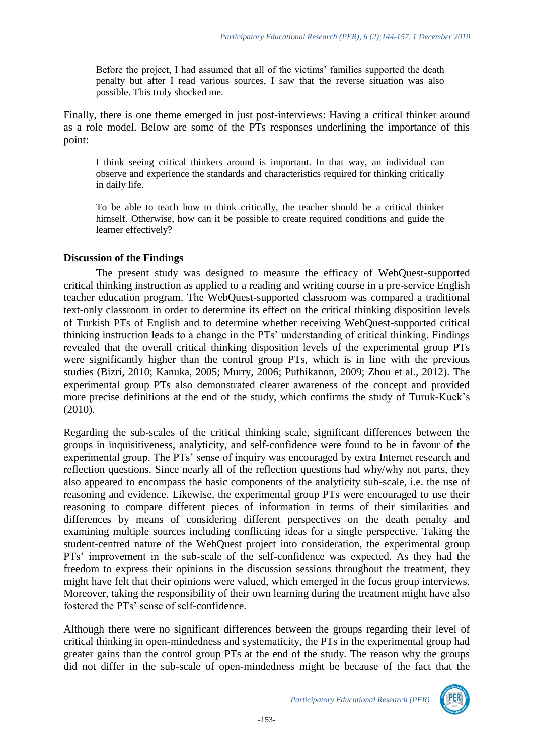> Before the project, I had assumed that all of the victims' families supported the death penalty but after I read various sources, I saw that the reverse situation was also possible. This truly shocked me.

Finally, there is one theme emerged in just post-interviews: Having a critical thinker around as a role model. Below are some of the PTs responses underlining the importance of this point:

> I think seeing critical thinkers around is important. In that way, an individual can observe and experience the standards and characteristics required for thinking critically in daily life.

> To be able to teach how to think critically, the teacher should be a critical thinker himself. Otherwise, how can it be possible to create required conditions and guide the learner effectively?

### Discussion of the Findings

The present study was designed to measure the efficacy of WebQuest-supported critical thinking instruction as applied to a reading and writing course in a pre-service English teacher education program. The WebQuest-supported classroom was compared a traditional text-only classroom in order to determine its effect on the critical thinking disposition levels of Turkish PTs of English and to determine whether receiving WebQuest-supported critical thinking instruction leads to a change in the PTs' understanding of critical thinking. Findings revealed that the overall critical thinking disposition levels of the experimental group PTs were significantly higher than the control group PTs, which is in line with the previous studies (Bizri, 2010; Kanuka, 2005; Murry, 2006; Puthikanon, 2009; Zhou et al., 2012). The experimental group PTs also demonstrated clearer awareness of the concept and provided more precise definitions at the end of the study, which confirms the study of Turuk-Kuek's (2010).

Regarding the sub-scales of the critical thinking scale, significant differences between the groups in inquisitiveness, analyticity, and self-confidence were found to be in favour of the experimental group. The PTs' sense of inquiry was encouraged by extra Internet research and reflection questions. Since nearly all of the reflection questions had why/why not parts, they also appeared to encompass the basic components of the analyticity sub-scale, i.e. the use of reasoning and evidence. Likewise, the experimental group PTs were encouraged to use their reasoning to compare different pieces of information in terms of their similarities and differences by means of considering different perspectives on the death penalty and examining multiple sources including conflicting ideas for a single perspective. Taking the student-centred nature of the WebQuest project into consideration, the experimental group PTs' improvement in the sub-scale of the self-confidence was expected. As they had the freedom to express their opinions in the discussion sessions throughout the treatment, they might have felt that their opinions were valued, which emerged in the focus group interviews. Moreover, taking the responsibility of their own learning during the treatment might have also fostered the PTs' sense of self-confidence.

Although there were no significant differences between the groups regarding their level of critical thinking in open-mindedness and systematicity, the PTs in the experimental group had greater gains than the control group PTs at the end of the study. The reason why the groups did not differ in the sub-scale of open-mindedness might be because of the fact that the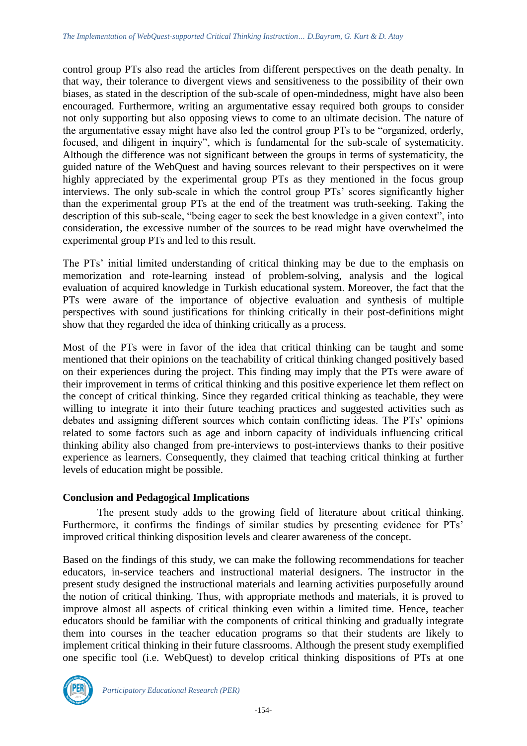control group PTs also read the articles from different perspectives on the death penalty. In that way, their tolerance to divergent views and sensitiveness to the possibility of their own biases, as stated in the description of the sub-scale of open-mindedness, might have also been encouraged. Furthermore, writing an argumentative essay required both groups to consider not only supporting but also opposing views to come to an ultimate decision. The nature of the argumentative essay might have also led the control group PTs to be "organized, orderly, focused, and diligent in inquiry", which is fundamental for the sub-scale of systematicity. Although the difference was not significant between the groups in terms of systematicity, the guided nature of the WebQuest and having sources relevant to their perspectives on it were highly appreciated by the experimental group PTs as they mentioned in the focus group interviews. The only sub-scale in which the control group PTs' scores significantly higher than the experimental group PTs at the end of the treatment was truth-seeking. Taking the description of this sub-scale, "being eager to seek the best knowledge in a given context", into consideration, the excessive number of the sources to be read might have overwhelmed the experimental group PTs and led to this result.

The PTs' initial limited understanding of critical thinking may be due to the emphasis on memorization and rote-learning instead of problem-solving, analysis and the logical evaluation of acquired knowledge in Turkish educational system. Moreover, the fact that the PTs were aware of the importance of objective evaluation and synthesis of multiple perspectives with sound justifications for thinking critically in their post-definitions might show that they regarded the idea of thinking critically as a process.

Most of the PTs were in favor of the idea that critical thinking can be taught and some mentioned that their opinions on the teachability of critical thinking changed positively based on their experiences during the project. This finding may imply that the PTs were aware of their improvement in terms of critical thinking and this positive experience let them reflect on the concept of critical thinking. Since they regarded critical thinking as teachable, they were willing to integrate it into their future teaching practices and suggested activities such as debates and assigning different sources which contain conflicting ideas. The PTs' opinions related to some factors such as age and inborn capacity of individuals influencing critical thinking ability also changed from pre-interviews to post-interviews thanks to their positive experience as learners. Consequently, they claimed that teaching critical thinking at further levels of education might be possible.

## Conclusion and Pedagogical Implications

The present study adds to the growing field of literature about critical thinking. Furthermore, it confirms the findings of similar studies by presenting evidence for PTs' improved critical thinking disposition levels and clearer awareness of the concept.

Based on the findings of this study, we can make the following recommendations for teacher educators, in-service teachers and instructional material designers. The instructor in the present study designed the instructional materials and learning activities purposefully around the notion of critical thinking. Thus, with appropriate methods and materials, it is proved to improve almost all aspects of critical thinking even within a limited time. Hence, teacher educators should be familiar with the components of critical thinking and gradually integrate them into courses in the teacher education programs so that their students are likely to implement critical thinking in their future classrooms. Although the present study exemplified one specific tool (i.e. WebQuest) to develop critical thinking dispositions of PTs at one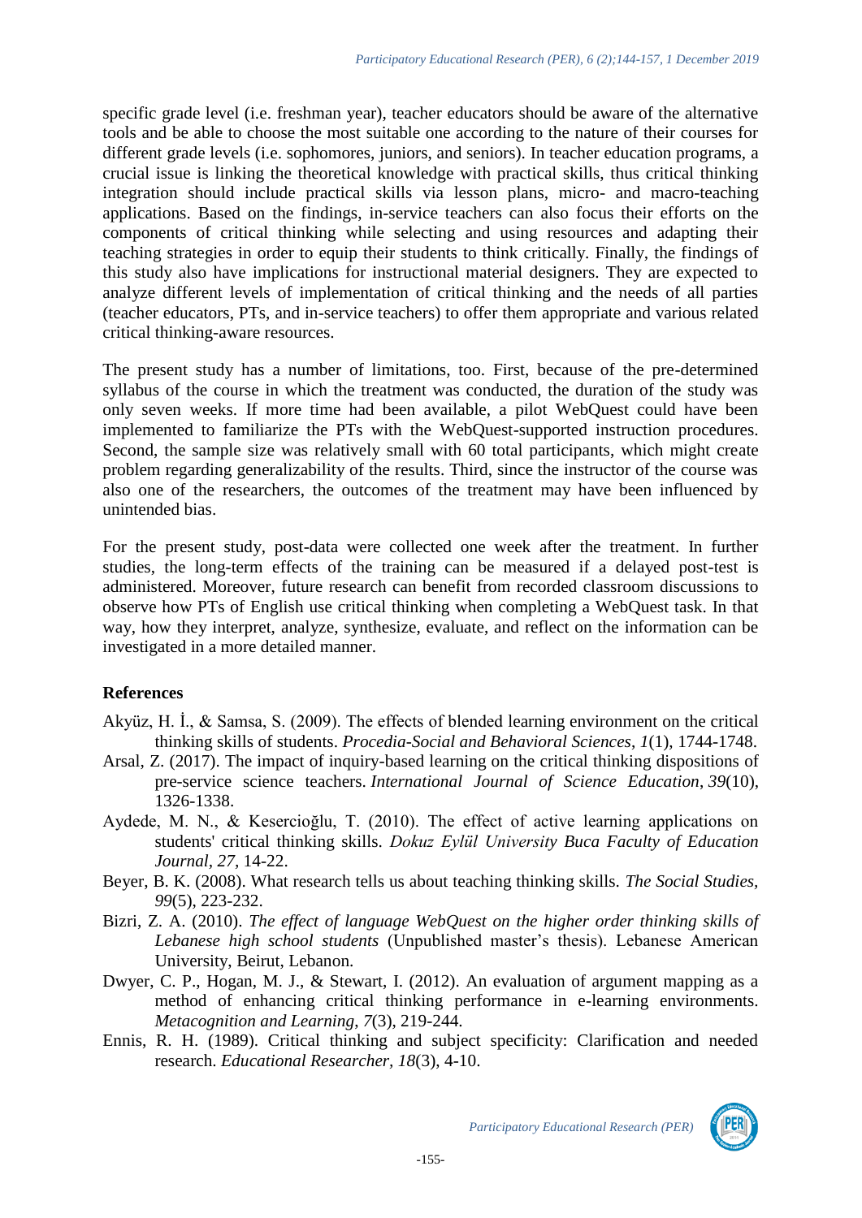specific grade level (i.e. freshman year), teacher educators should be aware of the alternative tools and be able to choose the most suitable one according to the nature of their courses for different grade levels (i.e. sophomores, juniors, and seniors). In teacher education programs, a crucial issue is linking the theoretical knowledge with practical skills, thus critical thinking integration should include practical skills via lesson plans, micro- and macro-teaching applications. Based on the findings, in-service teachers can also focus their efforts on the components of critical thinking while selecting and using resources and adapting their teaching strategies in order to equip their students to think critically. Finally, the findings of this study also have implications for instructional material designers. They are expected to analyze different levels of implementation of critical thinking and the needs of all parties (teacher educators, PTs, and in-service teachers) to offer them appropriate and various related critical thinking-aware resources.

The present study has a number of limitations, too. First, because of the pre-determined syllabus of the course in which the treatment was conducted, the duration of the study was only seven weeks. If more time had been available, a pilot WebQuest could have been implemented to familiarize the PTs with the WebQuest-supported instruction procedures. Second, the sample size was relatively small with 60 total participants, which might create problem regarding generalizability of the results. Third, since the instructor of the course was also one of the researchers, the outcomes of the treatment may have been influenced by unintended bias.

For the present study, post-data were collected one week after the treatment. In further studies, the long-term effects of the training can be measured if a delayed post-test is administered. Moreover, future research can benefit from recorded classroom discussions to observe how PTs of English use critical thinking when completing a WebQuest task. In that way, how they interpret, analyze, synthesize, evaluate, and reflect on the information can be investigated in a more detailed manner.

## References

Akyüz, H. İ., & Samsa, S. (2009). The effects of blended learning environment on the critical thinking skills of students. *Procedia-Social and Behavioral Sciences*, *1*(1), 1744-1748.

Arsal, Z. (2017). The impact of inquiry-based learning on the critical thinking dispositions of pre-service science teachers. *International Journal of Science Education*, *39*(10), 1326-1338.

Aydede, M. N., & Kesercioğlu, T. (2010). The effect of active learning applications on students' critical thinking skills. *Dokuz Eylül University Buca Faculty of Education Journal*, *27*, 14-22.

Beyer, B. K. (2008). What research tells us about teaching thinking skills. *The Social Studies*, *99*(5), 223-232.

Bizri, Z. A. (2010). *The effect of language WebQuest on the higher order thinking skills of Lebanese high school students* (Unpublished master's thesis). Lebanese American University, Beirut, Lebanon.

Dwyer, C. P., Hogan, M. J., & Stewart, I. (2012). An evaluation of argument mapping as a method of enhancing critical thinking performance in e-learning environments. *Metacognition and Learning*, *7*(3), 219-244.

Ennis, R. H. (1989). Critical thinking and subject specificity: Clarification and needed research. *Educational Researcher, 18*(3), 4-10.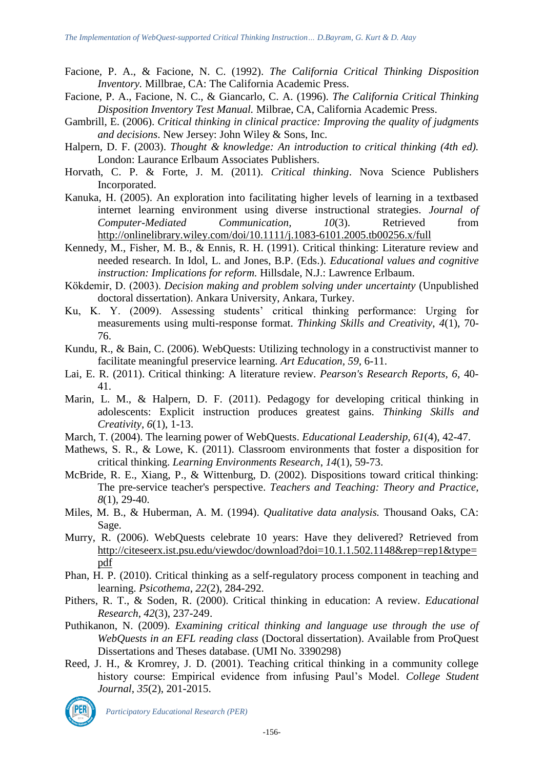Facione, P. A., & Facione, N. C. (1992). *The California Critical Thinking Disposition Inventory.* Millbrae, CA: The California Academic Press.

Facione, P. A., Facione, N. C., & Giancarlo, C. A. (1996). *The California Critical Thinking Disposition Inventory Test Manual.* Milbrae, CA, California Academic Press.

Gambrill, E. (2006). *Critical thinking in clinical practice: Improving the quality of judgments and decisions*. New Jersey: John Wiley & Sons, Inc.

Halpern, D. F. (2003). *Thought & knowledge: An introduction to critical thinking (4th ed).* London: Laurance Erlbaum Associates Publishers.

Horvath, C. P. & Forte, J. M. (2011). *Critical thinking*. Nova Science Publishers Incorporated.

Kanuka, H. (2005). An exploration into facilitating higher levels of learning in a textbased internet learning environment using diverse instructional strategies. *Journal of Computer-Mediated Communication, 10*(3). Retrieved from http://onlinelibrary.wiley.com/doi/10.1111/j.1083-6101.2005.tb00256.x/full

Kennedy, M., Fisher, M. B., & Ennis, R. H. (1991). Critical thinking: Literature review and needed research. In Idol, L. and Jones, B.P. (Eds.). *Educational values and cognitive instruction: Implications for reform.* Hillsdale, N.J.: Lawrence Erlbaum.

Kökdemir, D. (2003). *Decision making and problem solving under uncertainty* (Unpublished doctoral dissertation). Ankara University, Ankara, Turkey.

Ku, K. Y. (2009). Assessing students' critical thinking performance: Urging for measurements using multi-response format. *Thinking Skills and Creativity*, *4*(1), 70-76.

Kundu, R., & Bain, C. (2006). WebQuests: Utilizing technology in a constructivist manner to facilitate meaningful preservice learning. *Art Education*, *59*, 6-11.

Lai, E. R. (2011). Critical thinking: A literature review. *Pearson's Research Reports, 6*, 40-41.

Marin, L. M., & Halpern, D. F. (2011). Pedagogy for developing critical thinking in adolescents: Explicit instruction produces greatest gains. *Thinking Skills and Creativity*, *6*(1), 1-13.

March, T. (2004). The learning power of WebQuests. *Educational Leadership, 61*(4), 42-47.

Mathews, S. R., & Lowe, K. (2011). Classroom environments that foster a disposition for critical thinking. *Learning Environments Research*, *14*(1), 59-73.

McBride, R. E., Xiang, P., & Wittenburg, D. (2002). Dispositions toward critical thinking: The pre-service teacher's perspective. *Teachers and Teaching: Theory and Practice, 8*(1), 29-40.

Miles, M. B., & Huberman, A. M. (1994). *Qualitative data analysis.* Thousand Oaks, CA: Sage.

Murry, R. (2006). WebQuests celebrate 10 years: Have they delivered? Retrieved from http://citeseerx.ist.psu.edu/viewdoc/download?doi=10.1.1.502.1148&rep=rep1&type=pdf

Phan, H. P. (2010). Critical thinking as a self-regulatory process component in teaching and learning. *Psicothema*, *22*(2), 284-292.

Pithers, R. T., & Soden, R. (2000). Critical thinking in education: A review. *Educational Research*, *42*(3), 237-249.

Puthikanon, N. (2009). *Examining critical thinking and language use through the use of WebQuests in an EFL reading class* (Doctoral dissertation). Available from ProQuest Dissertations and Theses database. (UMI No. 3390298)

Reed, J. H., & Kromrey, J. D. (2001). Teaching critical thinking in a community college history course: Empirical evidence from infusing Paul's Model. *College Student Journal*, *35*(2), 201-2015.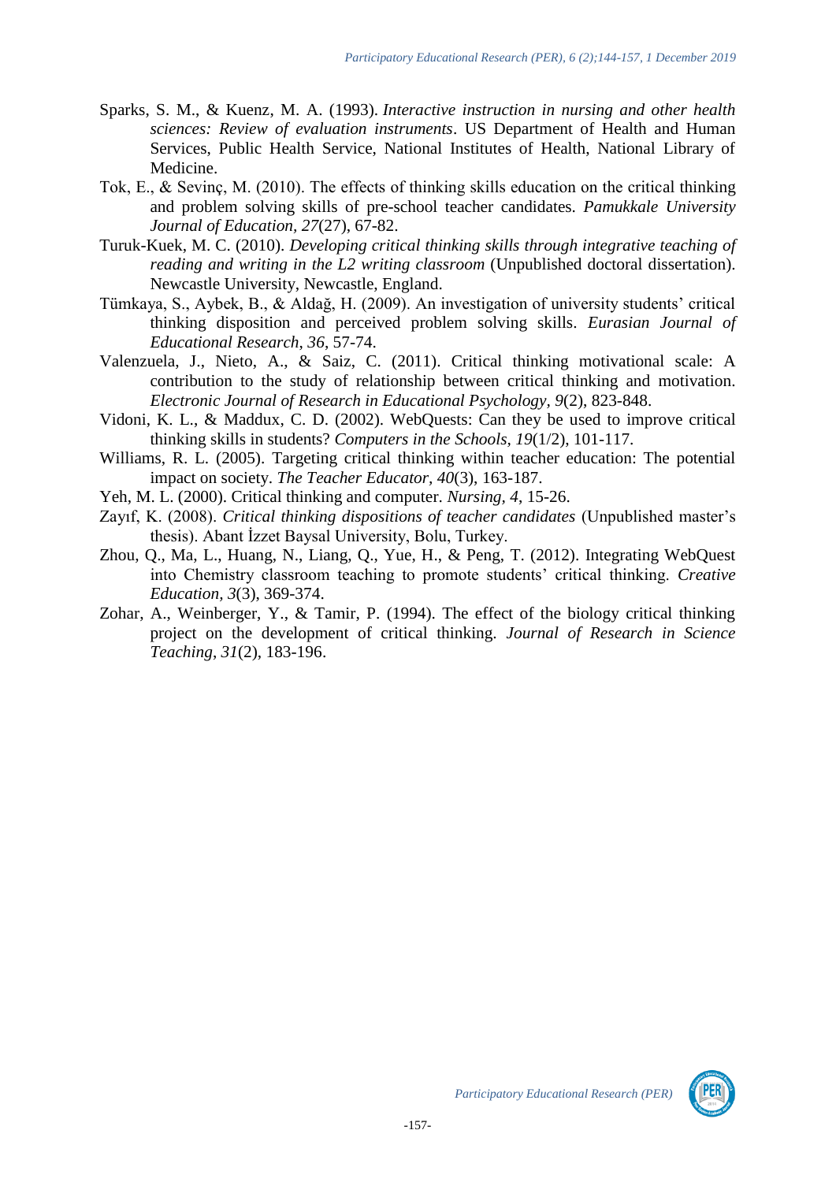Sparks, S. M., & Kuenz, M. A. (1993). *Interactive instruction in nursing and other health sciences: Review of evaluation instruments*. US Department of Health and Human Services, Public Health Service, National Institutes of Health, National Library of Medicine.

Tok, E., & Sevinç, M. (2010). The effects of thinking skills education on the critical thinking and problem solving skills of pre-school teacher candidates. *Pamukkale University Journal of Education, 27*(27), 67-82.

Turuk-Kuek, M. C. (2010). *Developing critical thinking skills through integrative teaching of reading and writing in the L2 writing classroom* (Unpublished doctoral dissertation). Newcastle University, Newcastle, England.

Tümkaya, S., Aybek, B., & Aldağ, H. (2009). An investigation of university students' critical thinking disposition and perceived problem solving skills. *Eurasian Journal of Educational Research, 36*, 57-74.

Valenzuela, J., Nieto, A., & Saiz, C. (2011). Critical thinking motivational scale: A contribution to the study of relationship between critical thinking and motivation. *Electronic Journal of Research in Educational Psychology, 9*(2), 823-848.

Vidoni, K. L., & Maddux, C. D. (2002). WebQuests: Can they be used to improve critical thinking skills in students? *Computers in the Schools, 19*(1/2), 101-117.

Williams, R. L. (2005). Targeting critical thinking within teacher education: The potential impact on society. *The Teacher Educator, 40*(3), 163-187.

Yeh, M. L. (2000). Critical thinking and computer. *Nursing, 4*, 15-26.

Zayıf, K. (2008). *Critical thinking dispositions of teacher candidates* (Unpublished master's thesis). Abant İzzet Baysal University, Bolu, Turkey.

Zhou, Q., Ma, L., Huang, N., Liang, Q., Yue, H., & Peng, T. (2012). Integrating WebQuest into Chemistry classroom teaching to promote students' critical thinking. *Creative Education, 3*(3), 369-374.

Zohar, A., Weinberger, Y., & Tamir, P. (1994). The effect of the biology critical thinking project on the development of critical thinking. *Journal of Research in Science Teaching, 31*(2), 183-196.